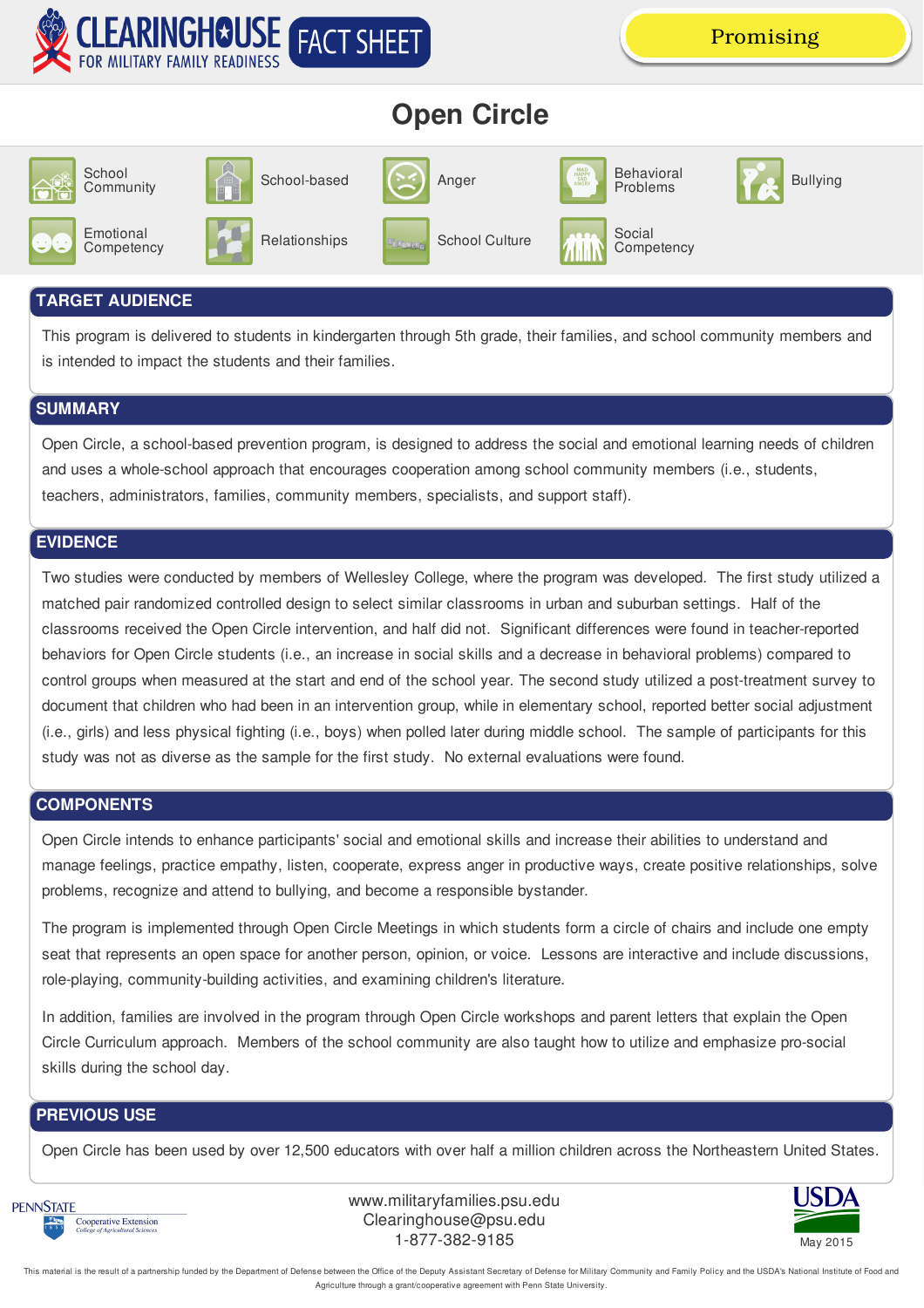CLEARINGHOUSE FOR MILITARY FAMILY READINESS FACT SHEET

Promising

# Open Circle

School Community | School-based | Anger | Behavioral Problems | Bullying | Emotional Competency | Relationships | School Culture | Social Competency

## TARGET AUDIENCE

This program is delivered to students in kindergarten through 5th grade, their families, and school community members and is intended to impact the students and their families.

## SUMMARY

Open Circle, a school-based prevention program, is designed to address the social and emotional learning needs of children and uses a whole-school approach that encourages cooperation among school community members (i.e., students, teachers, administrators, families, community members, specialists, and support staff).

## EVIDENCE

Two studies were conducted by members of Wellesley College, where the program was developed. The first study utilized a matched pair randomized controlled design to select similar classrooms in urban and suburban settings. Half of the classrooms received the Open Circle intervention, and half did not. Significant differences were found in teacher-reported behaviors for Open Circle students (i.e., an increase in social skills and a decrease in behavioral problems) compared to control groups when measured at the start and end of the school year. The second study utilized a post-treatment survey to document that children who had been in an intervention group, while in elementary school, reported better social adjustment (i.e., girls) and less physical fighting (i.e., boys) when polled later during middle school. The sample of participants for this study was not as diverse as the sample for the first study. No external evaluations were found.

## COMPONENTS

Open Circle intends to enhance participants' social and emotional skills and increase their abilities to understand and manage feelings, practice empathy, listen, cooperate, express anger in productive ways, create positive relationships, solve problems, recognize and attend to bullying, and become a responsible bystander.

The program is implemented through Open Circle Meetings in which students form a circle of chairs and include one empty seat that represents an open space for another person, opinion, or voice. Lessons are interactive and include discussions, role-playing, community-building activities, and examining children's literature.

In addition, families are involved in the program through Open Circle workshops and parent letters that explain the Open Circle Curriculum approach. Members of the school community are also taught how to utilize and emphasize pro-social skills during the school day.

## PREVIOUS USE

Open Circle has been used by over 12,500 educators with over half a million children across the Northeastern United States.

PENNSTATE Cooperative Extension College of Agricultural Sciences

www.militaryfamilies.psu.edu
Clearinghouse@psu.edu
1-877-382-9185

USDA
May 2015

This material is the result of a partnership funded by the Department of Defense between the Office of the Deputy Assistant Secretary of Defense for Military Community and Family Policy and the USDA's National Institute of Food and Agriculture through a grant/cooperative agreement with Penn State University.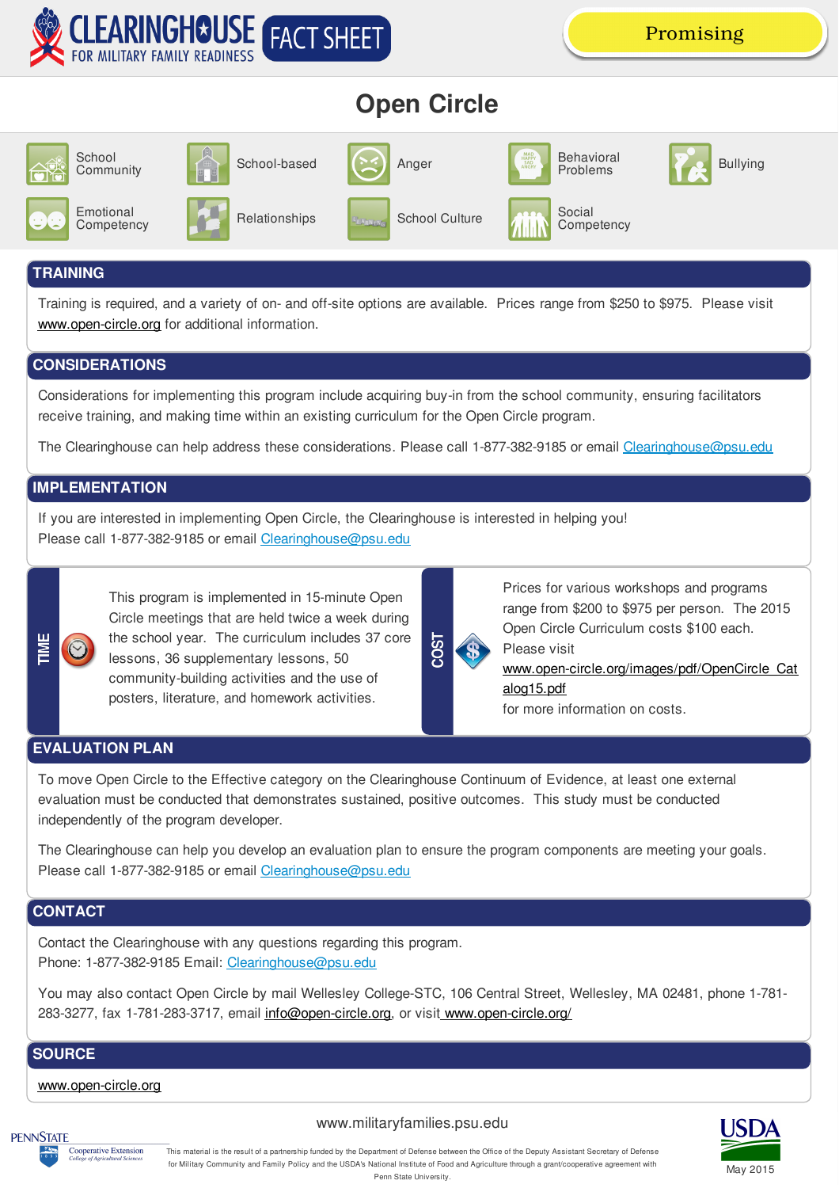CLEARINGHOUSE FOR MILITARY FAMILY READINESS FACT SHEET

Promising

# Open Circle

School Community | School-based | Anger | Behavioral Problems | Bullying | Emotional Competency | Relationships | School Culture | Social Competency

## TRAINING

Training is required, and a variety of on- and off-site options are available. Prices range from $250 to $975. Please visit www.open-circle.org for additional information.

## CONSIDERATIONS

Considerations for implementing this program include acquiring buy-in from the school community, ensuring facilitators receive training, and making time within an existing curriculum for the Open Circle program.

The Clearinghouse can help address these considerations. Please call 1-877-382-9185 or email Clearinghouse@psu.edu

## IMPLEMENTATION

If you are interested in implementing Open Circle, the Clearinghouse is interested in helping you!
Please call 1-877-382-9185 or email Clearinghouse@psu.edu

## TIME

This program is implemented in 15-minute Open Circle meetings that are held twice a week during the school year. The curriculum includes 37 core lessons, 36 supplementary lessons, 50 community-building activities and the use of posters, literature, and homework activities.

## COST

Prices for various workshops and programs range from $200 to $975 per person. The 2015 Open Circle Curriculum costs $100 each. Please visit www.open-circle.org/images/pdf/OpenCircle_Catalog15.pdf for more information on costs.

## EVALUATION PLAN

To move Open Circle to the Effective category on the Clearinghouse Continuum of Evidence, at least one external evaluation must be conducted that demonstrates sustained, positive outcomes. This study must be conducted independently of the program developer.

The Clearinghouse can help you develop an evaluation plan to ensure the program components are meeting your goals. Please call 1-877-382-9185 or email Clearinghouse@psu.edu

## CONTACT

Contact the Clearinghouse with any questions regarding this program.
Phone: 1-877-382-9185 Email: Clearinghouse@psu.edu

You may also contact Open Circle by mail Wellesley College-STC, 106 Central Street, Wellesley, MA 02481, phone 1-781-283-3277, fax 1-781-283-3717, email info@open-circle.org, or visit www.open-circle.org/

## SOURCE

www.open-circle.org

www.militaryfamilies.psu.edu

This material is the result of a partnership funded by the Department of Defense between the Office of the Deputy Assistant Secretary of Defense for Military Community and Family Policy and the USDA's National Institute of Food and Agriculture through a grant/cooperative agreement with Penn State University.

May 2015